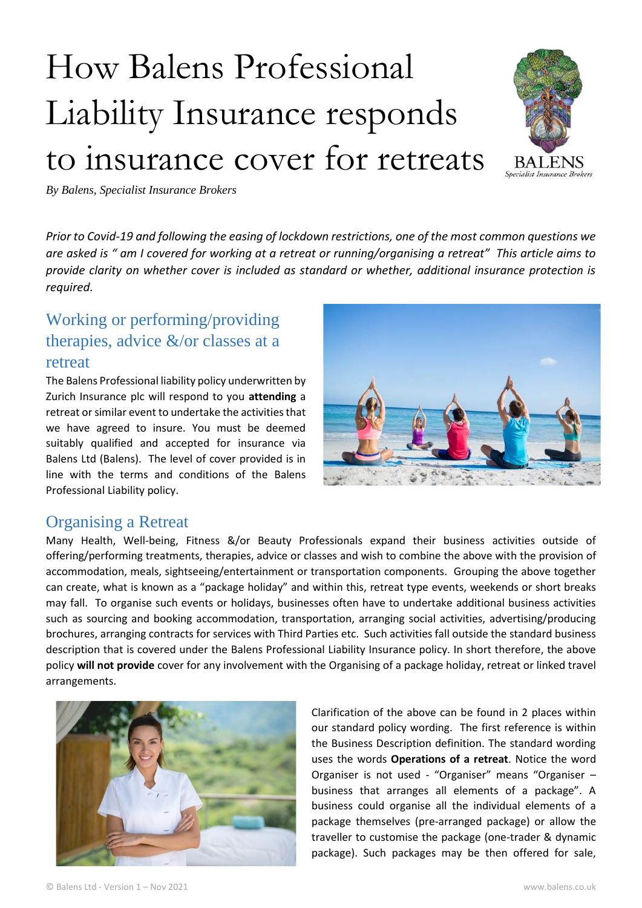# How Balens Professional Liability Insurance responds to insurance cover for retreats

*By Balens, Specialist Insurance Brokers*

*Prior to Covid-19 and following the easing of lockdown restrictions, one of the most common questions we are asked is " am I covered for working at a retreat or running/organising a retreat" This article aims to provide clarity on whether cover is included as standard or whether, additional insurance protection is required.*

## Working or performing/providing therapies, advice &/or classes at a retreat

The Balens Professional liability policy underwritten by Zurich Insurance plc will respond to you **attending** a retreat or similar event to undertake the activities that we have agreed to insure. You must be deemed suitably qualified and accepted for insurance via Balens Ltd (Balens). The level of cover provided is in line with the terms and conditions of the Balens Professional Liability policy.

## Organising a Retreat

Many Health, Well-being, Fitness &/or Beauty Professionals expand their business activities outside of offering/performing treatments, therapies, advice or classes and wish to combine the above with the provision of accommodation, meals, sightseeing/entertainment or transportation components. Grouping the above together can create, what is known as a "package holiday" and within this, retreat type events, weekends or short breaks may fall. To organise such events or holidays, businesses often have to undertake additional business activities such as sourcing and booking accommodation, transportation, arranging social activities, advertising/producing brochures, arranging contracts for services with Third Parties etc. Such activities fall outside the standard business description that is covered under the Balens Professional Liability Insurance policy. In short therefore, the above policy **will not provide** cover for any involvement with the Organising of a package holiday, retreat or linked travel arrangements.

Clarification of the above can be found in 2 places within our standard policy wording. The first reference is within the Business Description definition. The standard wording uses the words **Operations of a retreat**. Notice the word Organiser is not used - "Organiser" means "Organiser – business that arranges all elements of a package". A business could organise all the individual elements of a package themselves (pre-arranged package) or allow the traveller to customise the package (one-trader & dynamic package). Such packages may be then offered for sale,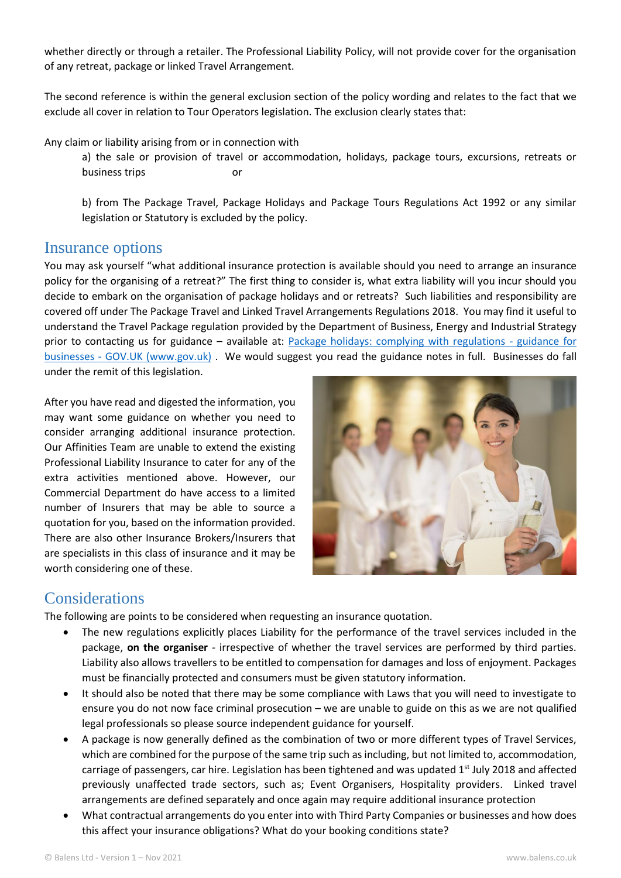whether directly or through a retailer. The Professional Liability Policy, will not provide cover for the organisation of any retreat, package or linked Travel Arrangement.

The second reference is within the general exclusion section of the policy wording and relates to the fact that we exclude all cover in relation to Tour Operators legislation. The exclusion clearly states that:

Any claim or liability arising from or in connection with

> a) the sale or provision of travel or accommodation, holidays, package tours, excursions, retreats or business trips or
>
> b) from The Package Travel, Package Holidays and Package Tours Regulations Act 1992 or any similar legislation or Statutory is excluded by the policy.

## Insurance options

You may ask yourself "what additional insurance protection is available should you need to arrange an insurance policy for the organising of a retreat?" The first thing to consider is, what extra liability will you incur should you decide to embark on the organisation of package holidays and or retreats? Such liabilities and responsibility are covered off under The Package Travel and Linked Travel Arrangements Regulations 2018. You may find it useful to understand the Travel Package regulation provided by the Department of Business, Energy and Industrial Strategy prior to contacting us for guidance – available at: [Package holidays: complying with regulations - guidance for businesses - GOV.UK (www.gov.uk)](https://www.gov.uk) . We would suggest you read the guidance notes in full. Businesses do fall under the remit of this legislation.

After you have read and digested the information, you may want some guidance on whether you need to consider arranging additional insurance protection. Our Affinities Team are unable to extend the existing Professional Liability Insurance to cater for any of the extra activities mentioned above. However, our Commercial Department do have access to a limited number of Insurers that may be able to source a quotation for you, based on the information provided. There are also other Insurance Brokers/Insurers that are specialists in this class of insurance and it may be worth considering one of these.

## Considerations

The following are points to be considered when requesting an insurance quotation.

- The new regulations explicitly places Liability for the performance of the travel services included in the package, **on the organiser** - irrespective of whether the travel services are performed by third parties. Liability also allows travellers to be entitled to compensation for damages and loss of enjoyment. Packages must be financially protected and consumers must be given statutory information.
- It should also be noted that there may be some compliance with Laws that you will need to investigate to ensure you do not now face criminal prosecution – we are unable to guide on this as we are not qualified legal professionals so please source independent guidance for yourself.
- A package is now generally defined as the combination of two or more different types of Travel Services, which are combined for the purpose of the same trip such as including, but not limited to, accommodation, carriage of passengers, car hire. Legislation has been tightened and was updated 1st July 2018 and affected previously unaffected trade sectors, such as; Event Organisers, Hospitality providers. Linked travel arrangements are defined separately and once again may require additional insurance protection
- What contractual arrangements do you enter into with Third Party Companies or businesses and how does this affect your insurance obligations? What do your booking conditions state?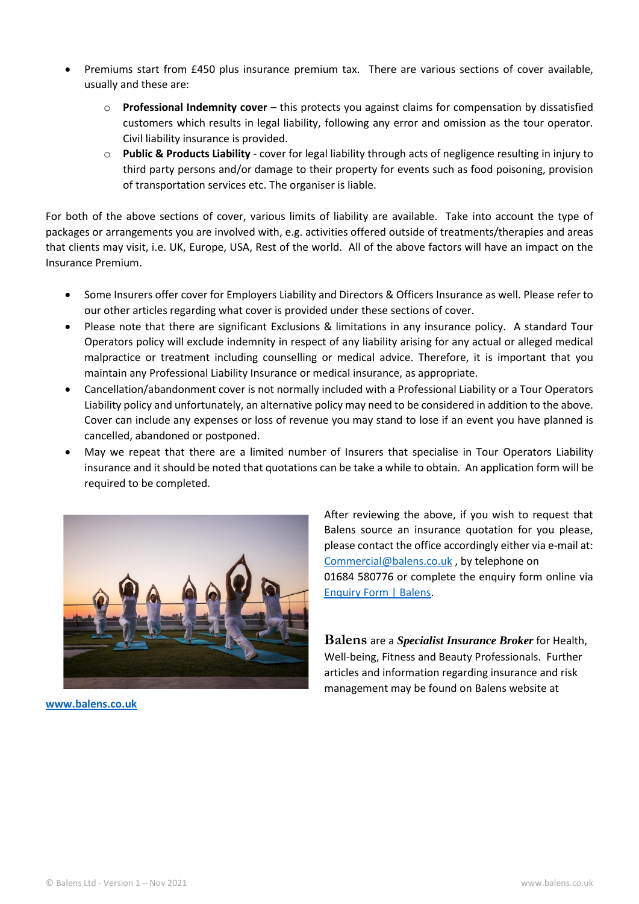- Premiums start from £450 plus insurance premium tax. There are various sections of cover available, usually and these are:
  - **Professional Indemnity cover** – this protects you against claims for compensation by dissatisfied customers which results in legal liability, following any error and omission as the tour operator. Civil liability insurance is provided.
  - **Public & Products Liability** - cover for legal liability through acts of negligence resulting in injury to third party persons and/or damage to their property for events such as food poisoning, provision of transportation services etc. The organiser is liable.

For both of the above sections of cover, various limits of liability are available. Take into account the type of packages or arrangements you are involved with, e.g. activities offered outside of treatments/therapies and areas that clients may visit, i.e. UK, Europe, USA, Rest of the world. All of the above factors will have an impact on the Insurance Premium.

- Some Insurers offer cover for Employers Liability and Directors & Officers Insurance as well. Please refer to our other articles regarding what cover is provided under these sections of cover.
- Please note that there are significant Exclusions & limitations in any insurance policy. A standard Tour Operators policy will exclude indemnity in respect of any liability arising for any actual or alleged medical malpractice or treatment including counselling or medical advice. Therefore, it is important that you maintain any Professional Liability Insurance or medical insurance, as appropriate.
- Cancellation/abandonment cover is not normally included with a Professional Liability or a Tour Operators Liability policy and unfortunately, an alternative policy may need to be considered in addition to the above. Cover can include any expenses or loss of revenue you may stand to lose if an event you have planned is cancelled, abandoned or postponed.
- May we repeat that there are a limited number of Insurers that specialise in Tour Operators Liability insurance and it should be noted that quotations can be take a while to obtain. An application form will be required to be completed.

After reviewing the above, if you wish to request that Balens source an insurance quotation for you please, please contact the office accordingly either via e-mail at: [Commercial@balens.co.uk](mailto:Commercial@balens.co.uk) , by telephone on 01684 580776 or complete the enquiry form online via [Enquiry Form | Balens](Enquiry Form | Balens).

**Balens** are a ***Specialist Insurance Broker*** for Health, Well-being, Fitness and Beauty Professionals. Further articles and information regarding insurance and risk management may be found on Balens website at [www.balens.co.uk](http://www.balens.co.uk)